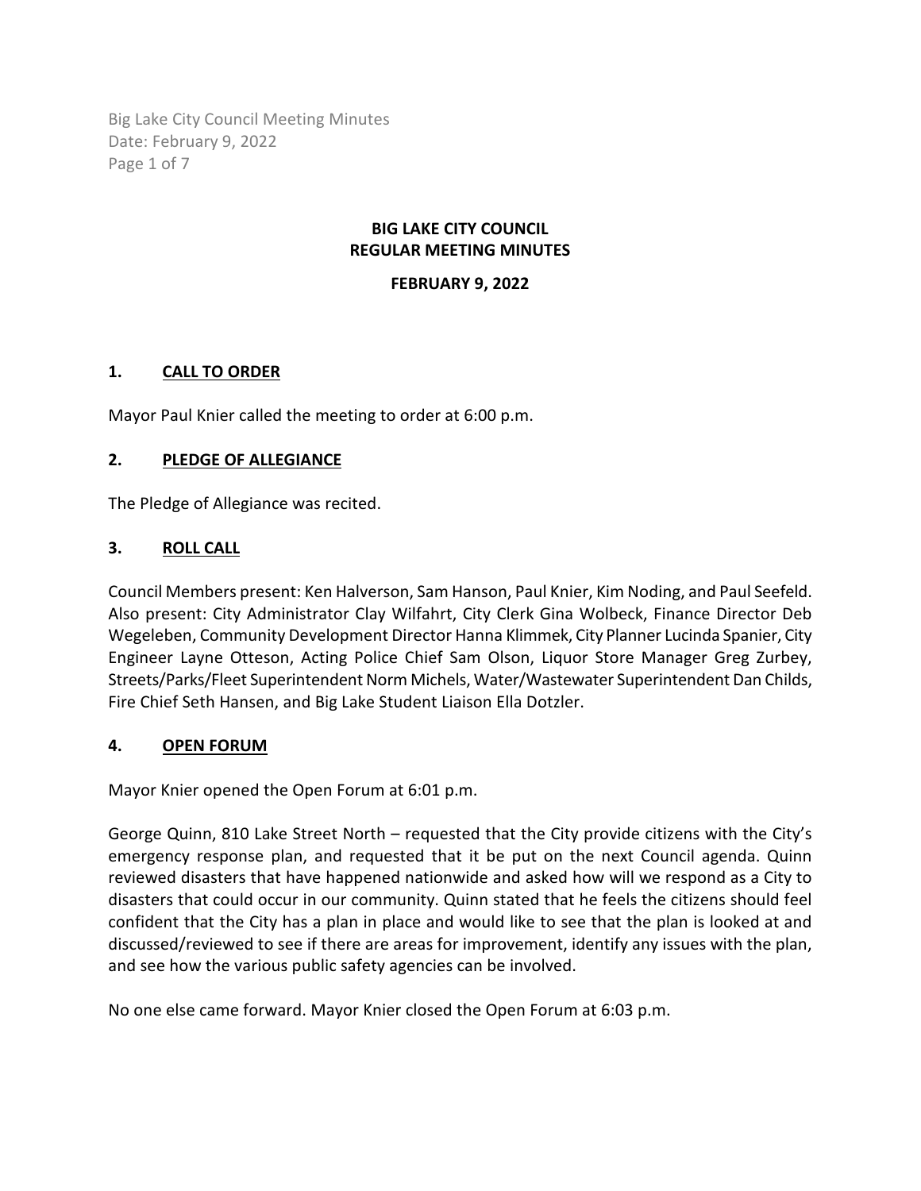# BIG LAKE CITY COUNCIL
# REGULAR MEETING MINUTES

**FEBRUARY 9, 2022**

## 1. CALL TO ORDER

Mayor Paul Knier called the meeting to order at 6:00 p.m.

## 2. PLEDGE OF ALLEGIANCE

The Pledge of Allegiance was recited.

## 3. ROLL CALL

Council Members present: Ken Halverson, Sam Hanson, Paul Knier, Kim Noding, and Paul Seefeld. Also present: City Administrator Clay Wilfahrt, City Clerk Gina Wolbeck, Finance Director Deb Wegeleben, Community Development Director Hanna Klimmek, City Planner Lucinda Spanier, City Engineer Layne Otteson, Acting Police Chief Sam Olson, Liquor Store Manager Greg Zurbey, Streets/Parks/Fleet Superintendent Norm Michels, Water/Wastewater Superintendent Dan Childs, Fire Chief Seth Hansen, and Big Lake Student Liaison Ella Dotzler.

## 4. OPEN FORUM

Mayor Knier opened the Open Forum at 6:01 p.m.

George Quinn, 810 Lake Street North – requested that the City provide citizens with the City's emergency response plan, and requested that it be put on the next Council agenda. Quinn reviewed disasters that have happened nationwide and asked how will we respond as a City to disasters that could occur in our community. Quinn stated that he feels the citizens should feel confident that the City has a plan in place and would like to see that the plan is looked at and discussed/reviewed to see if there are areas for improvement, identify any issues with the plan, and see how the various public safety agencies can be involved.

No one else came forward. Mayor Knier closed the Open Forum at 6:03 p.m.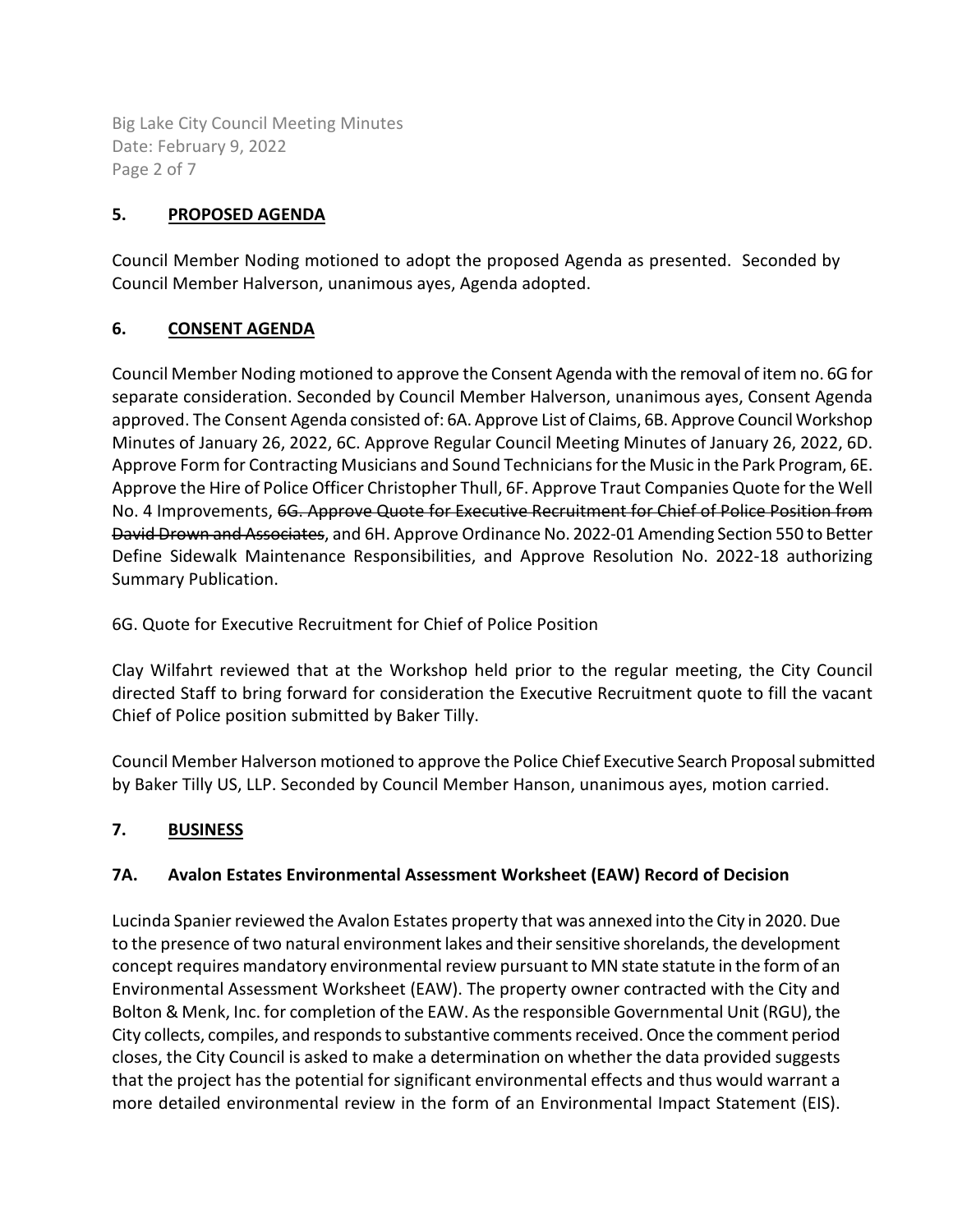## 5. PROPOSED AGENDA

Council Member Noding motioned to adopt the proposed Agenda as presented. Seconded by Council Member Halverson, unanimous ayes, Agenda adopted.

## 6. CONSENT AGENDA

Council Member Noding motioned to approve the Consent Agenda with the removal of item no. 6G for separate consideration. Seconded by Council Member Halverson, unanimous ayes, Consent Agenda approved. The Consent Agenda consisted of: 6A. Approve List of Claims, 6B. Approve Council Workshop Minutes of January 26, 2022, 6C. Approve Regular Council Meeting Minutes of January 26, 2022, 6D. Approve Form for Contracting Musicians and Sound Technicians for the Music in the Park Program, 6E. Approve the Hire of Police Officer Christopher Thull, 6F. Approve Traut Companies Quote for the Well No. 4 Improvements, ~~6G. Approve Quote for Executive Recruitment for Chief of Police Position from David Drown and Associates~~, and 6H. Approve Ordinance No. 2022-01 Amending Section 550 to Better Define Sidewalk Maintenance Responsibilities, and Approve Resolution No. 2022-18 authorizing Summary Publication.

6G. Quote for Executive Recruitment for Chief of Police Position

Clay Wilfahrt reviewed that at the Workshop held prior to the regular meeting, the City Council directed Staff to bring forward for consideration the Executive Recruitment quote to fill the vacant Chief of Police position submitted by Baker Tilly.

Council Member Halverson motioned to approve the Police Chief Executive Search Proposal submitted by Baker Tilly US, LLP. Seconded by Council Member Hanson, unanimous ayes, motion carried.

## 7. BUSINESS

### 7A. Avalon Estates Environmental Assessment Worksheet (EAW) Record of Decision

Lucinda Spanier reviewed the Avalon Estates property that was annexed into the City in 2020. Due to the presence of two natural environment lakes and their sensitive shorelands, the development concept requires mandatory environmental review pursuant to MN state statute in the form of an Environmental Assessment Worksheet (EAW). The property owner contracted with the City and Bolton & Menk, Inc. for completion of the EAW. As the responsible Governmental Unit (RGU), the City collects, compiles, and responds to substantive comments received. Once the comment period closes, the City Council is asked to make a determination on whether the data provided suggests that the project has the potential for significant environmental effects and thus would warrant a more detailed environmental review in the form of an Environmental Impact Statement (EIS).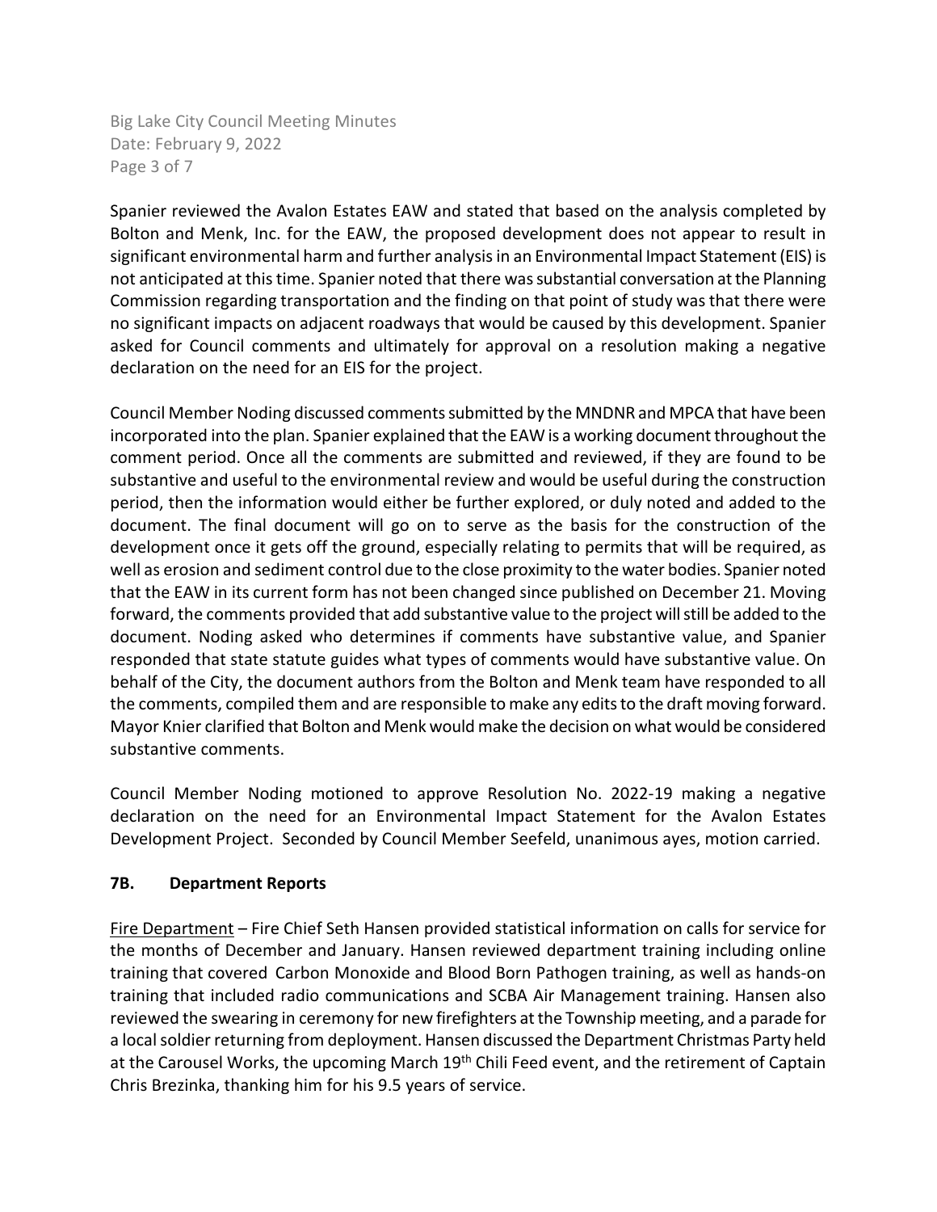Spanier reviewed the Avalon Estates EAW and stated that based on the analysis completed by Bolton and Menk, Inc. for the EAW, the proposed development does not appear to result in significant environmental harm and further analysis in an Environmental Impact Statement (EIS) is not anticipated at this time. Spanier noted that there was substantial conversation at the Planning Commission regarding transportation and the finding on that point of study was that there were no significant impacts on adjacent roadways that would be caused by this development. Spanier asked for Council comments and ultimately for approval on a resolution making a negative declaration on the need for an EIS for the project.

Council Member Noding discussed comments submitted by the MNDNR and MPCA that have been incorporated into the plan. Spanier explained that the EAW is a working document throughout the comment period. Once all the comments are submitted and reviewed, if they are found to be substantive and useful to the environmental review and would be useful during the construction period, then the information would either be further explored, or duly noted and added to the document. The final document will go on to serve as the basis for the construction of the development once it gets off the ground, especially relating to permits that will be required, as well as erosion and sediment control due to the close proximity to the water bodies. Spanier noted that the EAW in its current form has not been changed since published on December 21. Moving forward, the comments provided that add substantive value to the project will still be added to the document. Noding asked who determines if comments have substantive value, and Spanier responded that state statute guides what types of comments would have substantive value. On behalf of the City, the document authors from the Bolton and Menk team have responded to all the comments, compiled them and are responsible to make any edits to the draft moving forward. Mayor Knier clarified that Bolton and Menk would make the decision on what would be considered substantive comments.

Council Member Noding motioned to approve Resolution No. 2022-19 making a negative declaration on the need for an Environmental Impact Statement for the Avalon Estates Development Project. Seconded by Council Member Seefeld, unanimous ayes, motion carried.

**7B. Department Reports**

Fire Department – Fire Chief Seth Hansen provided statistical information on calls for service for the months of December and January. Hansen reviewed department training including online training that covered Carbon Monoxide and Blood Born Pathogen training, as well as hands-on training that included radio communications and SCBA Air Management training. Hansen also reviewed the swearing in ceremony for new firefighters at the Township meeting, and a parade for a local soldier returning from deployment. Hansen discussed the Department Christmas Party held at the Carousel Works, the upcoming March 19th Chili Feed event, and the retirement of Captain Chris Brezinka, thanking him for his 9.5 years of service.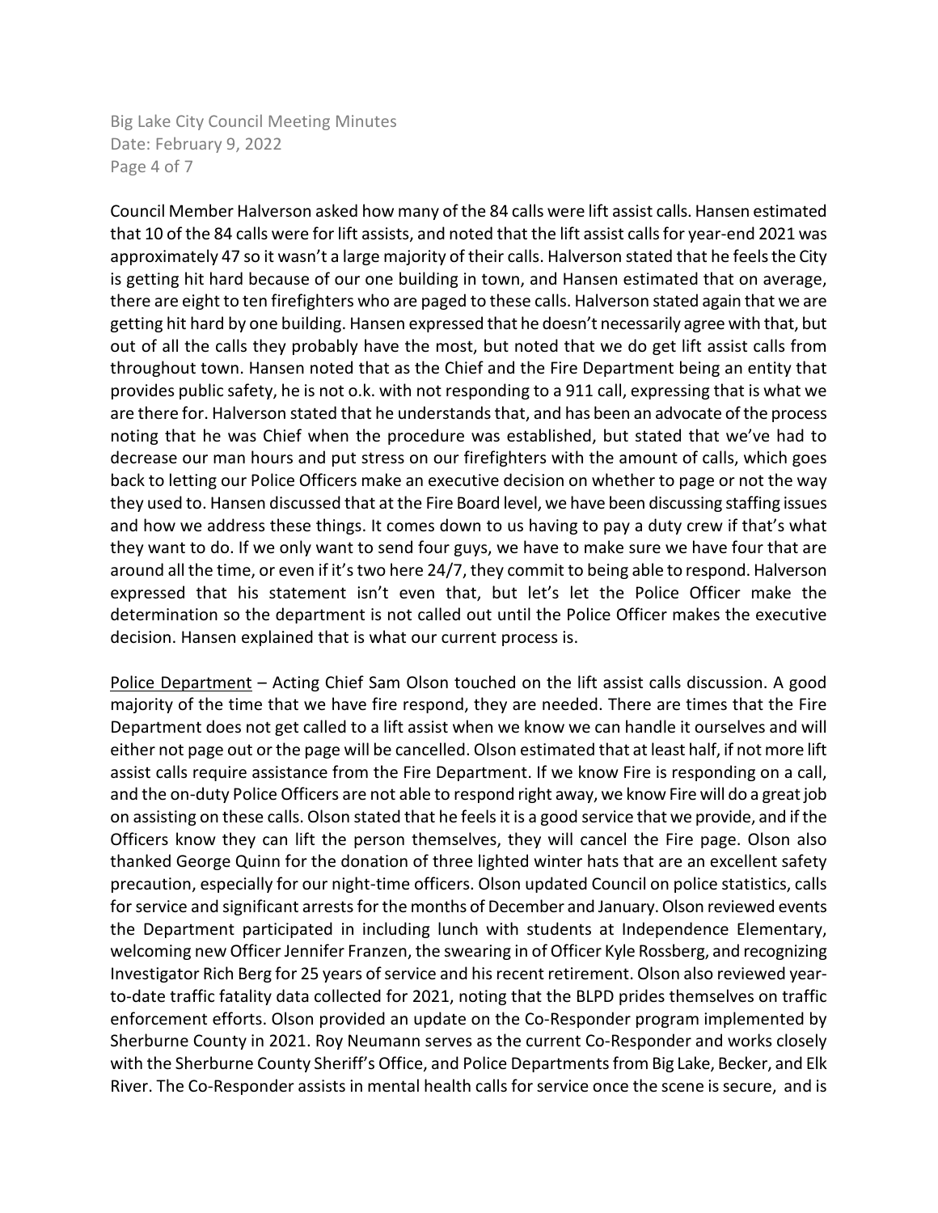Council Member Halverson asked how many of the 84 calls were lift assist calls. Hansen estimated that 10 of the 84 calls were for lift assists, and noted that the lift assist calls for year-end 2021 was approximately 47 so it wasn't a large majority of their calls. Halverson stated that he feels the City is getting hit hard because of our one building in town, and Hansen estimated that on average, there are eight to ten firefighters who are paged to these calls. Halverson stated again that we are getting hit hard by one building. Hansen expressed that he doesn't necessarily agree with that, but out of all the calls they probably have the most, but noted that we do get lift assist calls from throughout town. Hansen noted that as the Chief and the Fire Department being an entity that provides public safety, he is not o.k. with not responding to a 911 call, expressing that is what we are there for. Halverson stated that he understands that, and has been an advocate of the process noting that he was Chief when the procedure was established, but stated that we've had to decrease our man hours and put stress on our firefighters with the amount of calls, which goes back to letting our Police Officers make an executive decision on whether to page or not the way they used to. Hansen discussed that at the Fire Board level, we have been discussing staffing issues and how we address these things. It comes down to us having to pay a duty crew if that's what they want to do. If we only want to send four guys, we have to make sure we have four that are around all the time, or even if it's two here 24/7, they commit to being able to respond. Halverson expressed that his statement isn't even that, but let's let the Police Officer make the determination so the department is not called out until the Police Officer makes the executive decision. Hansen explained that is what our current process is.

Police Department – Acting Chief Sam Olson touched on the lift assist calls discussion. A good majority of the time that we have fire respond, they are needed. There are times that the Fire Department does not get called to a lift assist when we know we can handle it ourselves and will either not page out or the page will be cancelled. Olson estimated that at least half, if not more lift assist calls require assistance from the Fire Department. If we know Fire is responding on a call, and the on-duty Police Officers are not able to respond right away, we know Fire will do a great job on assisting on these calls. Olson stated that he feels it is a good service that we provide, and if the Officers know they can lift the person themselves, they will cancel the Fire page. Olson also thanked George Quinn for the donation of three lighted winter hats that are an excellent safety precaution, especially for our night-time officers. Olson updated Council on police statistics, calls for service and significant arrests for the months of December and January. Olson reviewed events the Department participated in including lunch with students at Independence Elementary, welcoming new Officer Jennifer Franzen, the swearing in of Officer Kyle Rossberg, and recognizing Investigator Rich Berg for 25 years of service and his recent retirement. Olson also reviewed year-to-date traffic fatality data collected for 2021, noting that the BLPD prides themselves on traffic enforcement efforts. Olson provided an update on the Co-Responder program implemented by Sherburne County in 2021. Roy Neumann serves as the current Co-Responder and works closely with the Sherburne County Sheriff's Office, and Police Departments from Big Lake, Becker, and Elk River. The Co-Responder assists in mental health calls for service once the scene is secure, and is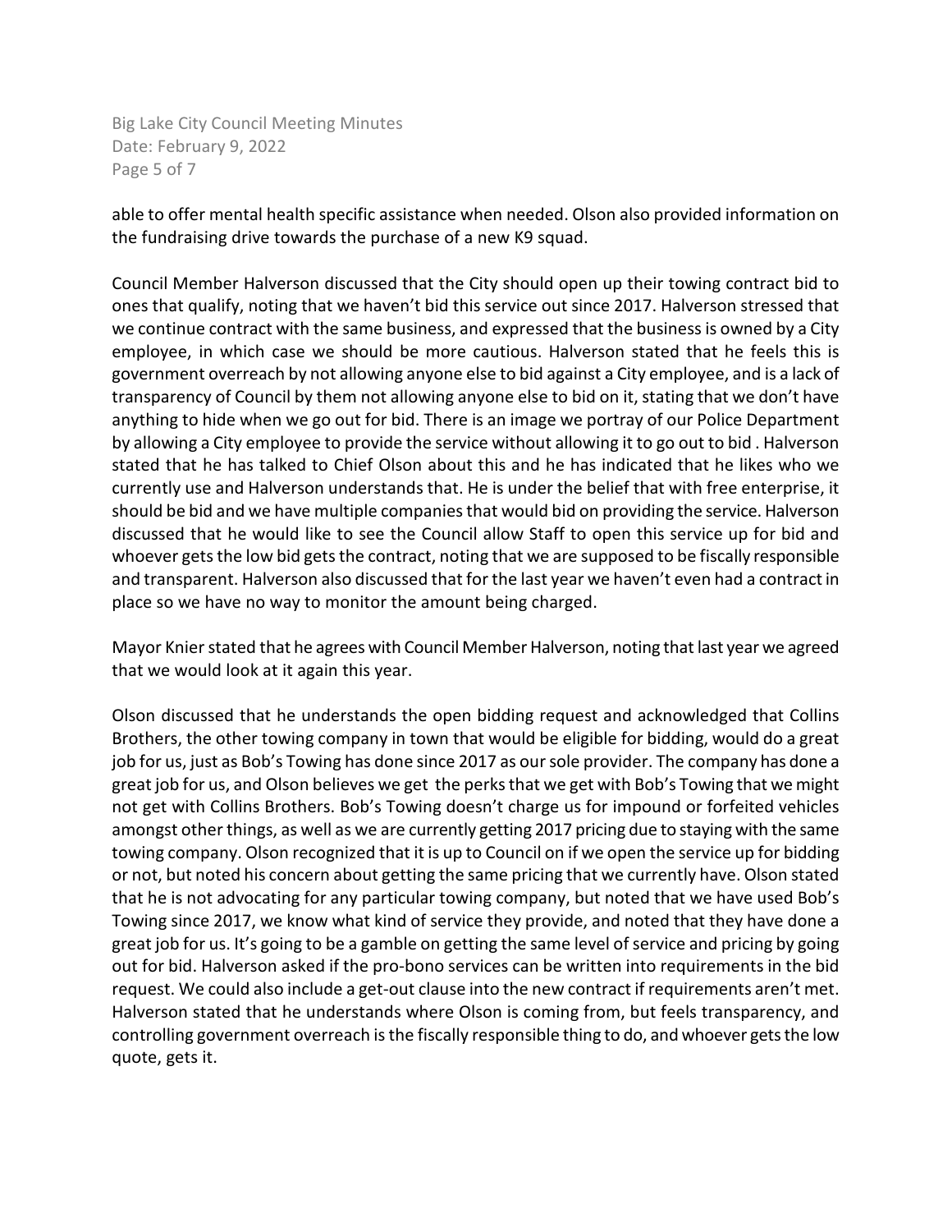able to offer mental health specific assistance when needed. Olson also provided information on the fundraising drive towards the purchase of a new K9 squad.

Council Member Halverson discussed that the City should open up their towing contract bid to ones that qualify, noting that we haven't bid this service out since 2017. Halverson stressed that we continue contract with the same business, and expressed that the business is owned by a City employee, in which case we should be more cautious. Halverson stated that he feels this is government overreach by not allowing anyone else to bid against a City employee, and is a lack of transparency of Council by them not allowing anyone else to bid on it, stating that we don't have anything to hide when we go out for bid. There is an image we portray of our Police Department by allowing a City employee to provide the service without allowing it to go out to bid . Halverson stated that he has talked to Chief Olson about this and he has indicated that he likes who we currently use and Halverson understands that. He is under the belief that with free enterprise, it should be bid and we have multiple companies that would bid on providing the service. Halverson discussed that he would like to see the Council allow Staff to open this service up for bid and whoever gets the low bid gets the contract, noting that we are supposed to be fiscally responsible and transparent. Halverson also discussed that for the last year we haven't even had a contract in place so we have no way to monitor the amount being charged.

Mayor Knier stated that he agrees with Council Member Halverson, noting that last year we agreed that we would look at it again this year.

Olson discussed that he understands the open bidding request and acknowledged that Collins Brothers, the other towing company in town that would be eligible for bidding, would do a great job for us, just as Bob's Towing has done since 2017 as our sole provider. The company has done a great job for us, and Olson believes we get the perks that we get with Bob's Towing that we might not get with Collins Brothers. Bob's Towing doesn't charge us for impound or forfeited vehicles amongst other things, as well as we are currently getting 2017 pricing due to staying with the same towing company. Olson recognized that it is up to Council on if we open the service up for bidding or not, but noted his concern about getting the same pricing that we currently have. Olson stated that he is not advocating for any particular towing company, but noted that we have used Bob's Towing since 2017, we know what kind of service they provide, and noted that they have done a great job for us. It's going to be a gamble on getting the same level of service and pricing by going out for bid. Halverson asked if the pro-bono services can be written into requirements in the bid request. We could also include a get-out clause into the new contract if requirements aren't met. Halverson stated that he understands where Olson is coming from, but feels transparency, and controlling government overreach is the fiscally responsible thing to do, and whoever gets the low quote, gets it.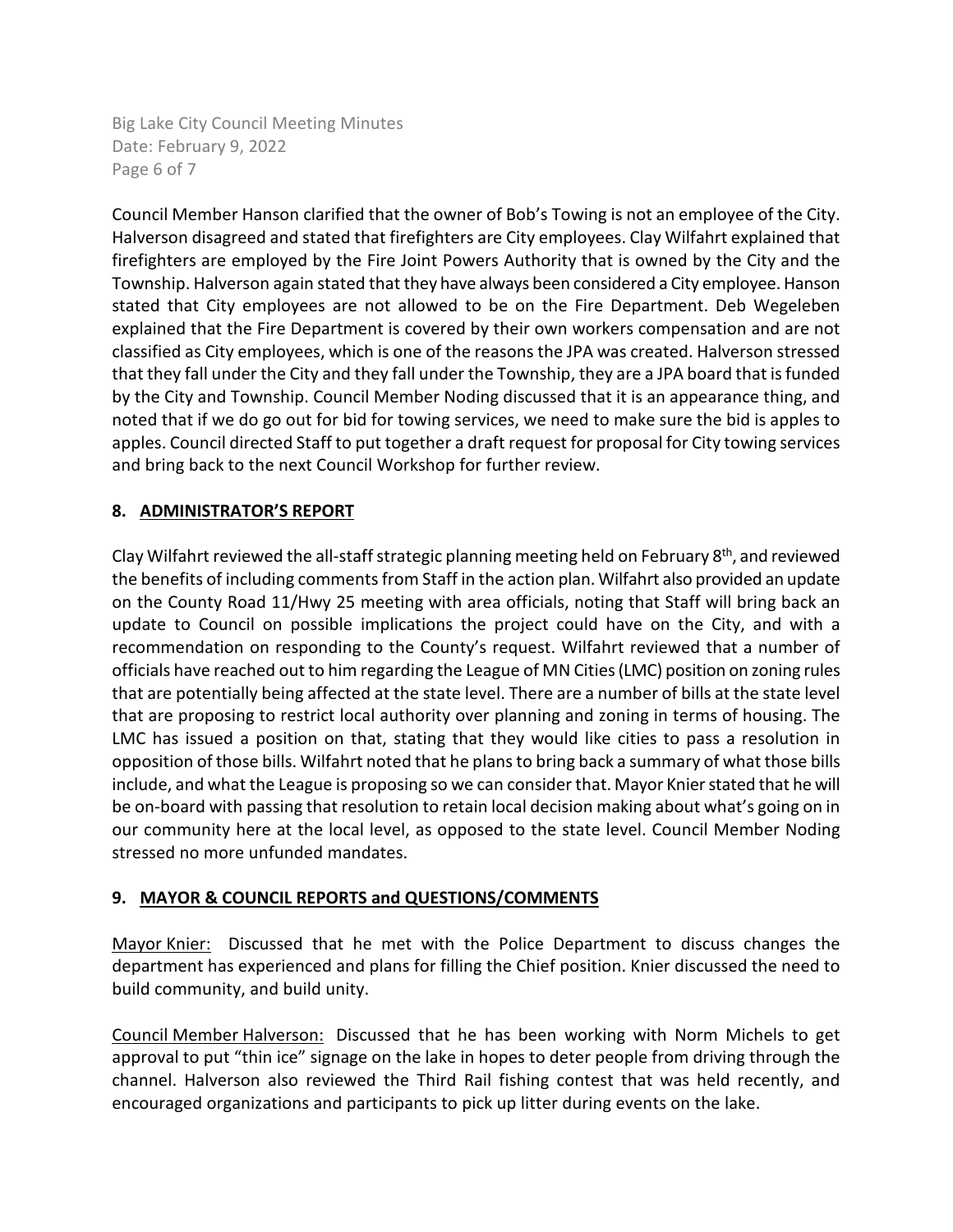Council Member Hanson clarified that the owner of Bob's Towing is not an employee of the City. Halverson disagreed and stated that firefighters are City employees. Clay Wilfahrt explained that firefighters are employed by the Fire Joint Powers Authority that is owned by the City and the Township. Halverson again stated that they have always been considered a City employee. Hanson stated that City employees are not allowed to be on the Fire Department. Deb Wegeleben explained that the Fire Department is covered by their own workers compensation and are not classified as City employees, which is one of the reasons the JPA was created. Halverson stressed that they fall under the City and they fall under the Township, they are a JPA board that is funded by the City and Township. Council Member Noding discussed that it is an appearance thing, and noted that if we do go out for bid for towing services, we need to make sure the bid is apples to apples. Council directed Staff to put together a draft request for proposal for City towing services and bring back to the next Council Workshop for further review.

## 8. <u>ADMINISTRATOR'S REPORT</u>

Clay Wilfahrt reviewed the all-staff strategic planning meeting held on February 8th, and reviewed the benefits of including comments from Staff in the action plan. Wilfahrt also provided an update on the County Road 11/Hwy 25 meeting with area officials, noting that Staff will bring back an update to Council on possible implications the project could have on the City, and with a recommendation on responding to the County's request. Wilfahrt reviewed that a number of officials have reached out to him regarding the League of MN Cities (LMC) position on zoning rules that are potentially being affected at the state level. There are a number of bills at the state level that are proposing to restrict local authority over planning and zoning in terms of housing. The LMC has issued a position on that, stating that they would like cities to pass a resolution in opposition of those bills. Wilfahrt noted that he plans to bring back a summary of what those bills include, and what the League is proposing so we can consider that. Mayor Knier stated that he will be on-board with passing that resolution to retain local decision making about what's going on in our community here at the local level, as opposed to the state level. Council Member Noding stressed no more unfunded mandates.

## 9. <u>MAYOR & COUNCIL REPORTS and QUESTIONS/COMMENTS</u>

<u>Mayor Knier:</u> Discussed that he met with the Police Department to discuss changes the department has experienced and plans for filling the Chief position. Knier discussed the need to build community, and build unity.

<u>Council Member Halverson:</u> Discussed that he has been working with Norm Michels to get approval to put "thin ice" signage on the lake in hopes to deter people from driving through the channel. Halverson also reviewed the Third Rail fishing contest that was held recently, and encouraged organizations and participants to pick up litter during events on the lake.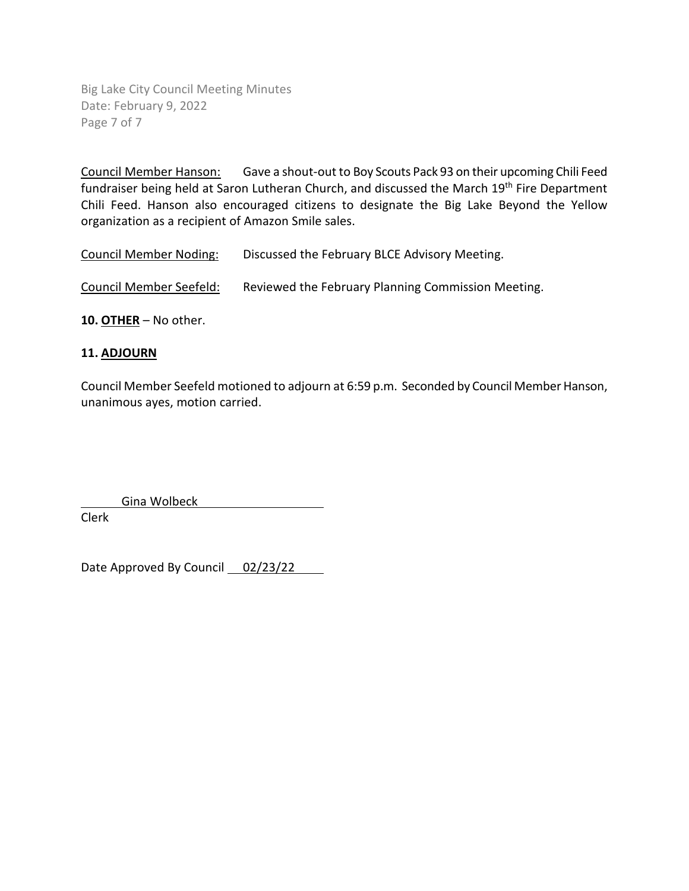<u>Council Member Hanson:</u> Gave a shout-out to Boy Scouts Pack 93 on their upcoming Chili Feed fundraiser being held at Saron Lutheran Church, and discussed the March 19th Fire Department Chili Feed. Hanson also encouraged citizens to designate the Big Lake Beyond the Yellow organization as a recipient of Amazon Smile sales.

<u>Council Member Noding:</u> Discussed the February BLCE Advisory Meeting.

<u>Council Member Seefeld:</u> Reviewed the February Planning Commission Meeting.

**10. <u>OTHER</u>** – No other.

**11. <u>ADJOURN</u>**

Council Member Seefeld motioned to adjourn at 6:59 p.m. Seconded by Council Member Hanson, unanimous ayes, motion carried.

Gina Wolbeck
Clerk

Date Approved By Council 02/23/22